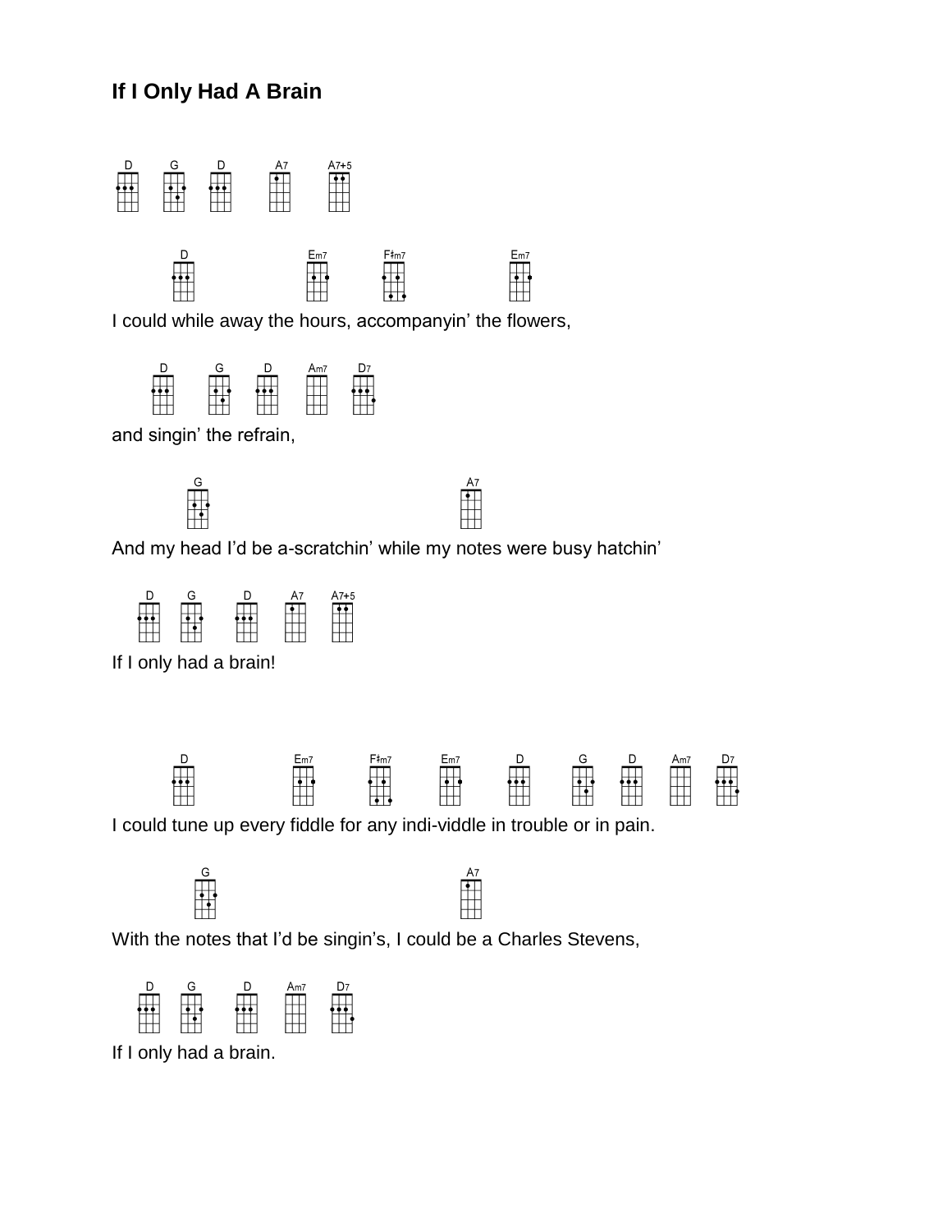# If I Only Had A Brain

D G D A7 A7+5

D Em7 F#m7 Em7

I could while away the hours, accompanyin' the flowers,

D G D Am7 D7

and singin' the refrain,

G A7

And my head I'd be a-scratchin' while my notes were busy hatchin'

D G D A7 A7+5

If I only had a brain!

D Em7 F#m7 Em7 D G D Am7 D7

I could tune up every fiddle for any indi-viddle in trouble or in pain.

G A7

With the notes that I'd be singin's, I could be a Charles Stevens,

D G D Am7 D7

If I only had a brain.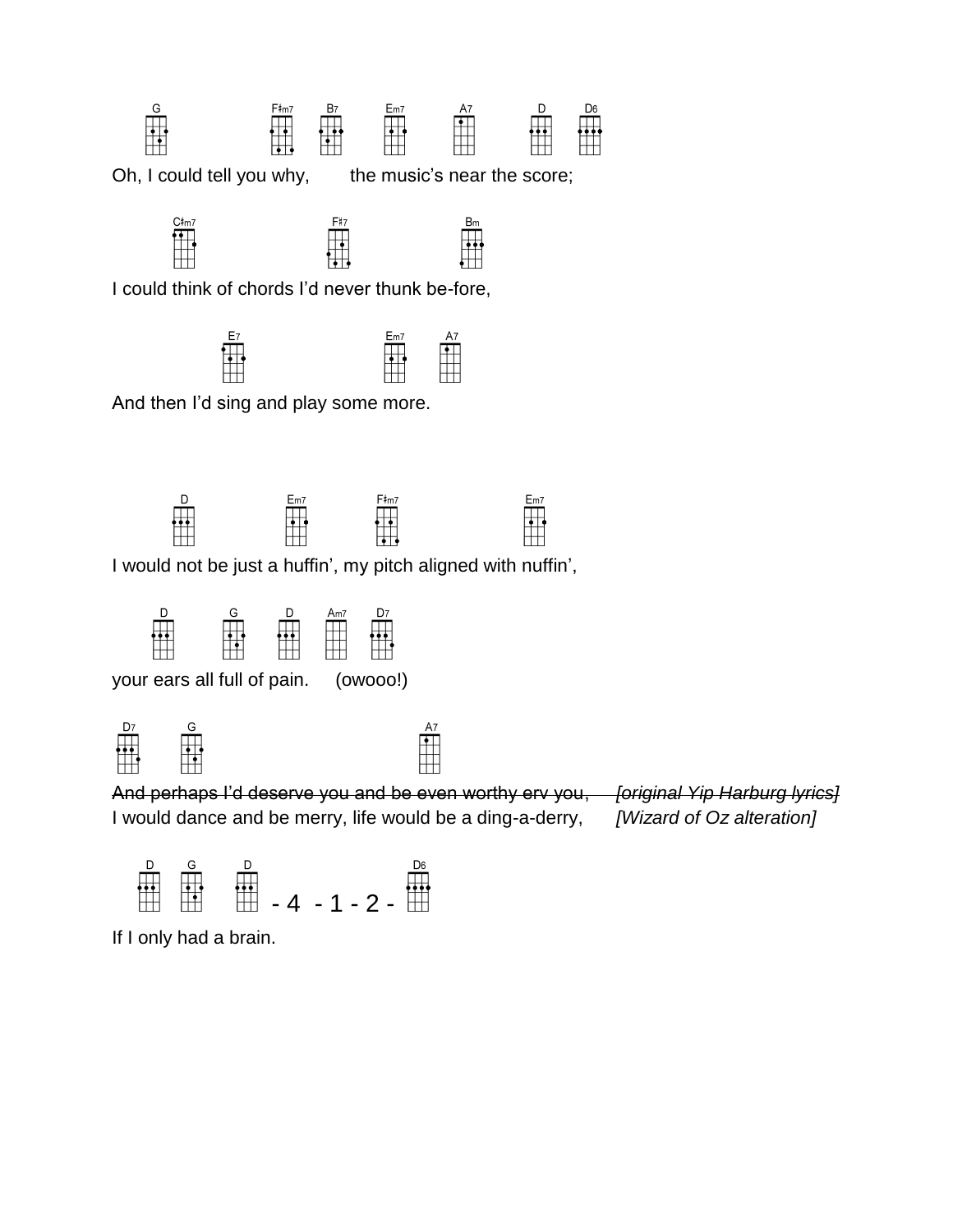G F#m7 B7 Em7 A7 D D6

Oh, I could tell you why,    the music's near the score;

C#m7 F#7 Bm

I could think of chords I'd never thunk be-fore,

E7 Em7 A7

And then I'd sing and play some more.

D Em7 F#m7 Em7

I would not be just a huffin', my pitch aligned with nuffin',

D G D Am7 D7

your ears all full of pain.    (owooo!)

D7 G A7

~~And perhaps I'd deserve you and be even worthy erv you,~~    *[original Yip Harburg lyrics]*

I would dance and be merry, life would be a ding-a-derry,    *[Wizard of Oz alteration]*

D G D - 4 - 1 - 2 - D6

If I only had a brain.